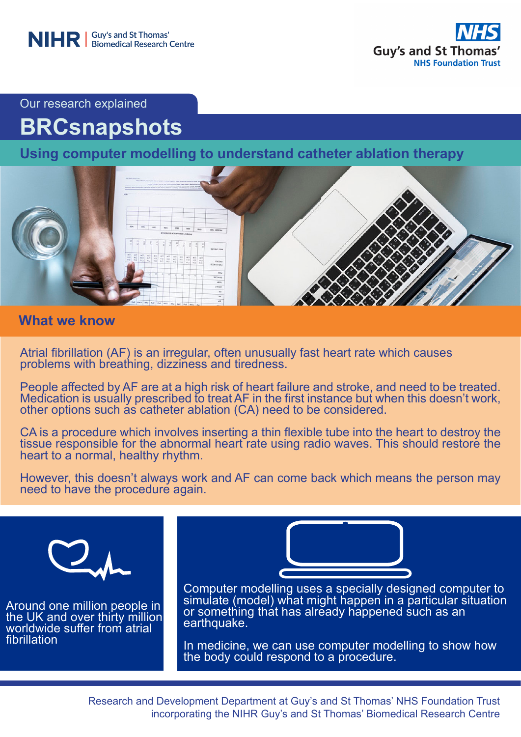NIHR | Guy's and St Thomas' Biomedical Research Centre

NHS Guy's and St Thomas' NHS Foundation Trust

Our research explained

# BRCsnapshots

## Using computer modelling to understand catheter ablation therapy

### What we know

Atrial fibrillation (AF) is an irregular, often unusually fast heart rate which causes problems with breathing, dizziness and tiredness.

People affected by AF are at a high risk of heart failure and stroke, and need to be treated. Medication is usually prescribed to treat AF in the first instance but when this doesn't work, other options such as catheter ablation (CA) need to be considered.

CA is a procedure which involves inserting a thin flexible tube into the heart to destroy the tissue responsible for the abnormal heart rate using radio waves. This should restore the heart to a normal, healthy rhythm.

However, this doesn't always work and AF can come back which means the person may need to have the procedure again.

Around one million people in the UK and over thirty million worldwide suffer from atrial fibrillation

Computer modelling uses a specially designed computer to simulate (model) what might happen in a particular situation or something that has already happened such as an earthquake.

In medicine, we can use computer modelling to show how the body could respond to a procedure.

Research and Development Department at Guy's and St Thomas' NHS Foundation Trust incorporating the NIHR Guy's and St Thomas' Biomedical Research Centre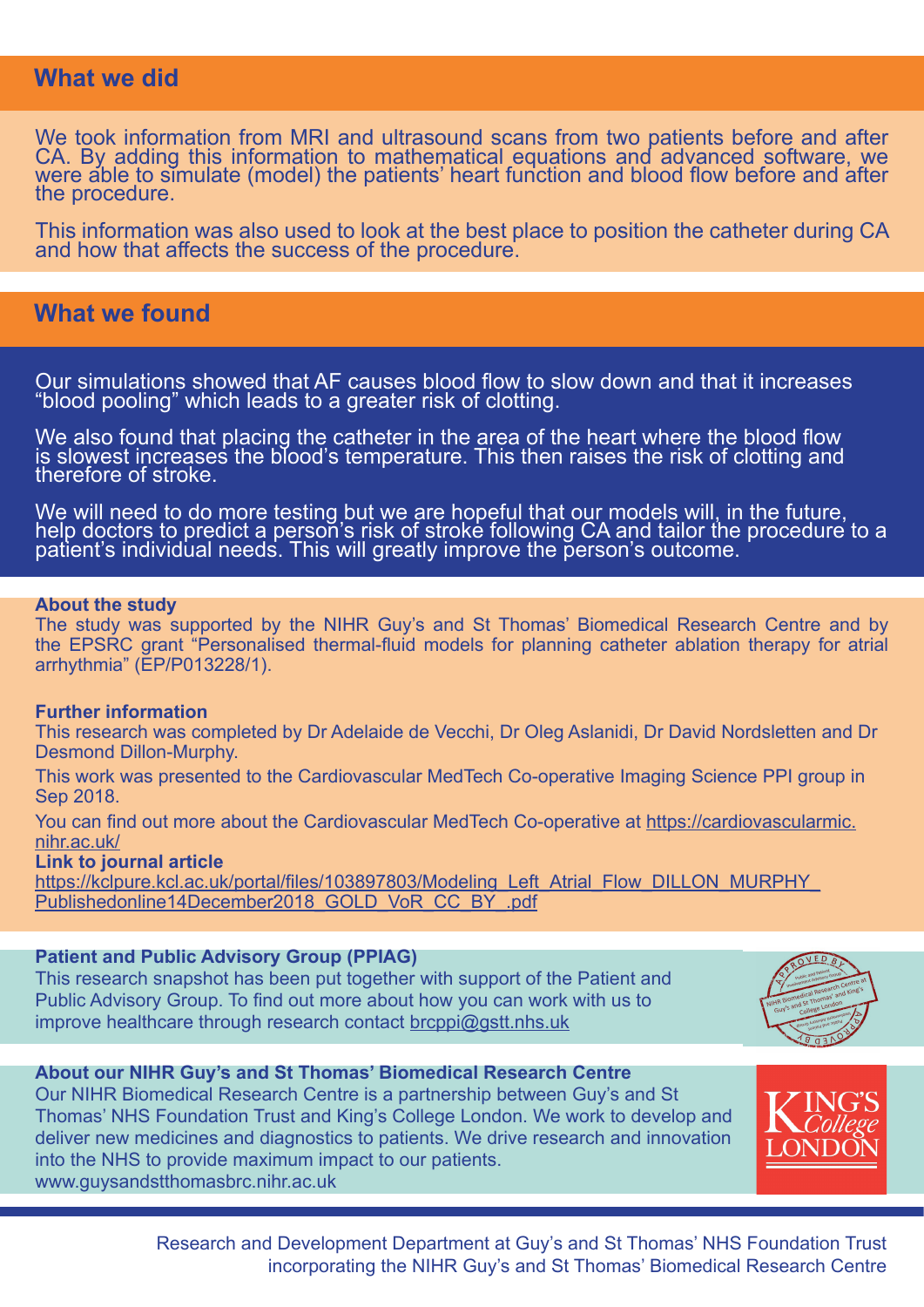## What we did

We took information from MRI and ultrasound scans from two patients before and after CA. By adding this information to mathematical equations and advanced software, we were able to simulate (model) the patients' heart function and blood flow before and after the procedure.

This information was also used to look at the best place to position the catheter during CA and how that affects the success of the procedure.

## What we found

Our simulations showed that AF causes blood flow to slow down and that it increases "blood pooling" which leads to a greater risk of clotting.

We also found that placing the catheter in the area of the heart where the blood flow is slowest increases the blood's temperature. This then raises the risk of clotting and therefore of stroke.

We will need to do more testing but we are hopeful that our models will, in the future, help doctors to predict a person's risk of stroke following CA and tailor the procedure to a patient's individual needs. This will greatly improve the person's outcome.

**About the study**

The study was supported by the NIHR Guy's and St Thomas' Biomedical Research Centre and by the EPSRC grant "Personalised thermal-fluid models for planning catheter ablation therapy for atrial arrhythmia" (EP/P013228/1).

**Further information**

This research was completed by Dr Adelaide de Vecchi, Dr Oleg Aslanidi, Dr David Nordsletten and Dr Desmond Dillon-Murphy.

This work was presented to the Cardiovascular MedTech Co-operative Imaging Science PPI group in Sep 2018.

You can find out more about the Cardiovascular MedTech Co-operative at https://cardiovascularmic.nihr.ac.uk/

**Link to journal article**

https://kclpure.kcl.ac.uk/portal/files/103897803/Modeling_Left_Atrial_Flow_DILLON_MURPHY_Publishedonline14December2018_GOLD_VoR_CC_BY_.pdf

**Patient and Public Advisory Group (PPIAG)**

This research snapshot has been put together with support of the Patient and Public Advisory Group. To find out more about how you can work with us to improve healthcare through research contact brcppi@gstt.nhs.uk

**About our NIHR Guy's and St Thomas' Biomedical Research Centre**

Our NIHR Biomedical Research Centre is a partnership between Guy's and St Thomas' NHS Foundation Trust and King's College London. We work to develop and deliver new medicines and diagnostics to patients. We drive research and innovation into the NHS to provide maximum impact to our patients.
www.guysandstthomasbrc.nihr.ac.uk

Research and Development Department at Guy's and St Thomas' NHS Foundation Trust incorporating the NIHR Guy's and St Thomas' Biomedical Research Centre